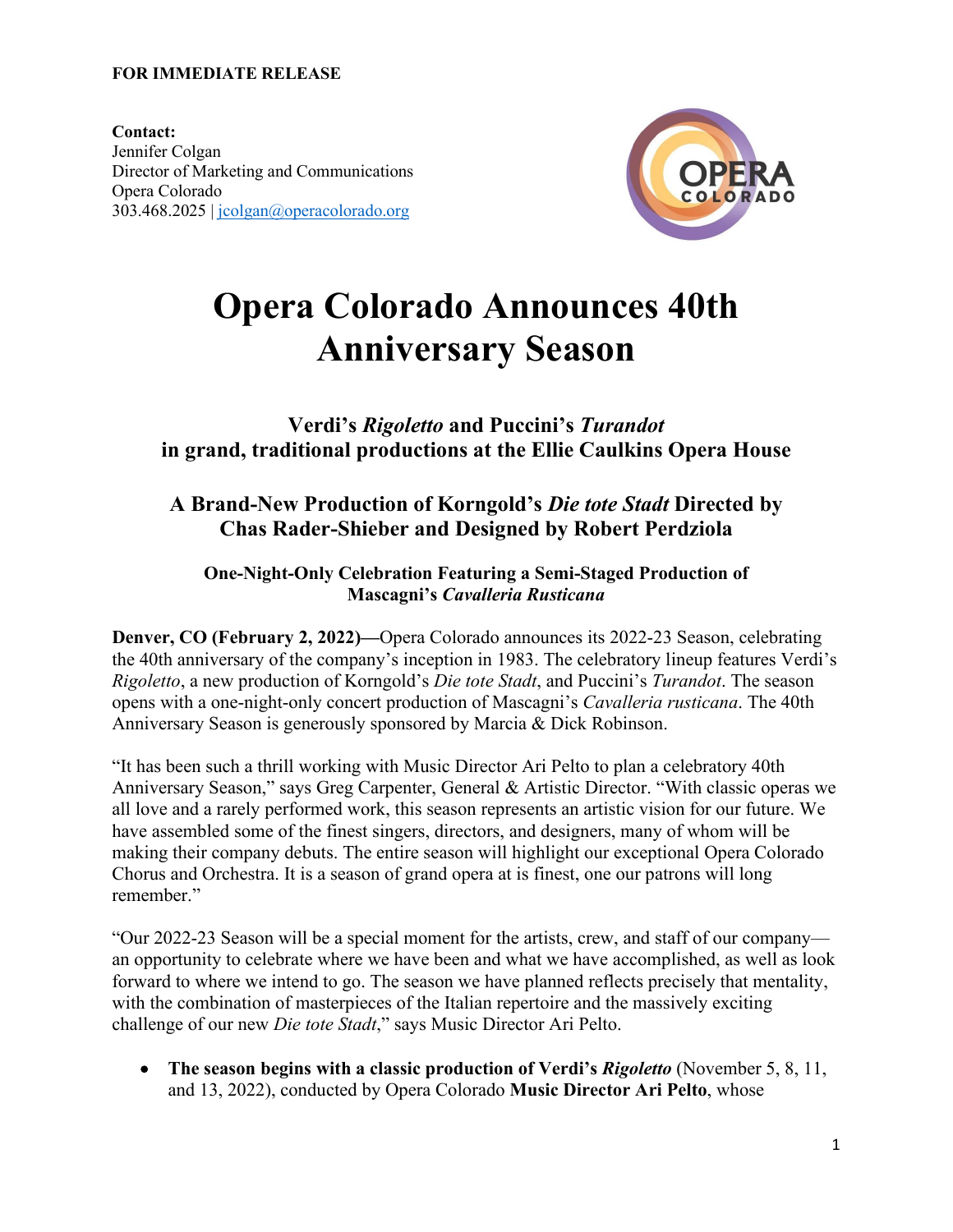**FOR IMMEDIATE RELEASE**

**Contact:**
Jennifer Colgan
Director of Marketing and Communications
Opera Colorado
303.468.2025 | jcolgan@operacolorado.org

# Opera Colorado Announces 40th Anniversary Season

### Verdi's *Rigoletto* and Puccini's *Turandot* in grand, traditional productions at the Ellie Caulkins Opera House

### A Brand-New Production of Korngold's *Die tote Stadt* Directed by Chas Rader-Shieber and Designed by Robert Perdziola

#### One-Night-Only Celebration Featuring a Semi-Staged Production of Mascagni's *Cavalleria Rusticana*

**Denver, CO (February 2, 2022)—**Opera Colorado announces its 2022-23 Season, celebrating the 40th anniversary of the company's inception in 1983. The celebratory lineup features Verdi's *Rigoletto*, a new production of Korngold's *Die tote Stadt*, and Puccini's *Turandot*. The season opens with a one-night-only concert production of Mascagni's *Cavalleria rusticana*. The 40th Anniversary Season is generously sponsored by Marcia & Dick Robinson.

"It has been such a thrill working with Music Director Ari Pelto to plan a celebratory 40th Anniversary Season," says Greg Carpenter, General & Artistic Director. "With classic operas we all love and a rarely performed work, this season represents an artistic vision for our future. We have assembled some of the finest singers, directors, and designers, many of whom will be making their company debuts. The entire season will highlight our exceptional Opera Colorado Chorus and Orchestra. It is a season of grand opera at is finest, one our patrons will long remember."

"Our 2022-23 Season will be a special moment for the artists, crew, and staff of our company—an opportunity to celebrate where we have been and what we have accomplished, as well as look forward to where we intend to go. The season we have planned reflects precisely that mentality, with the combination of masterpieces of the Italian repertoire and the massively exciting challenge of our new *Die tote Stadt*," says Music Director Ari Pelto.

- **The season begins with a classic production of Verdi's *Rigoletto*** (November 5, 8, 11, and 13, 2022), conducted by Opera Colorado **Music Director Ari Pelto**, whose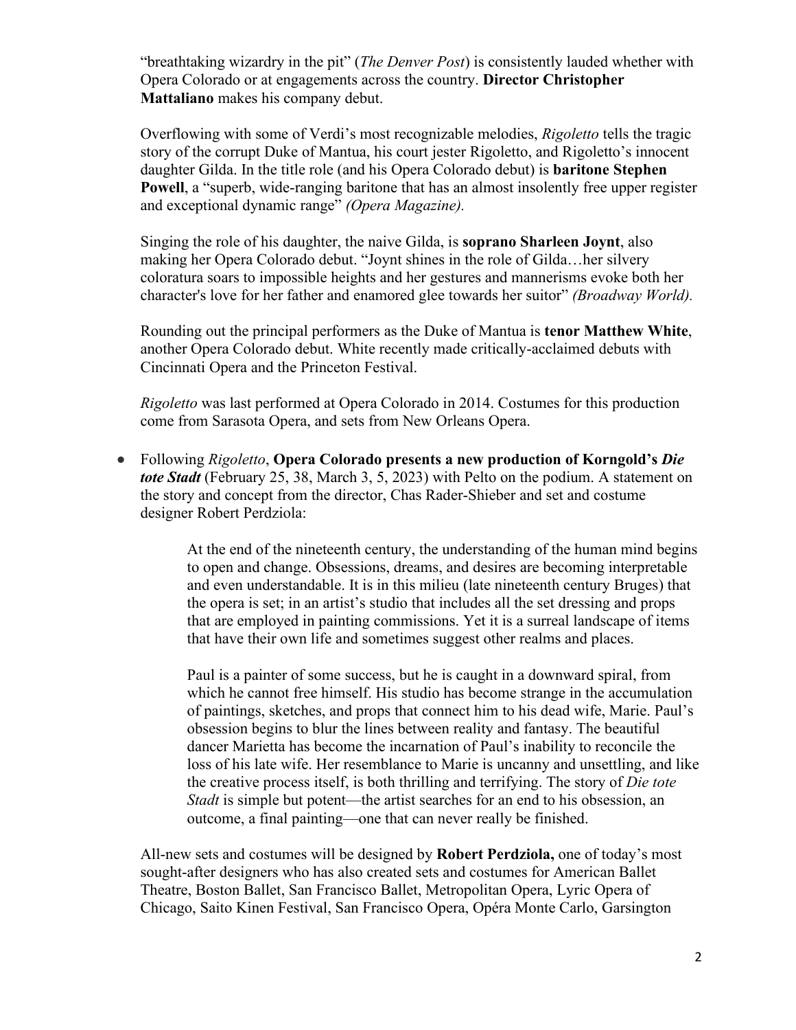"breathtaking wizardry in the pit" (*The Denver Post*) is consistently lauded whether with Opera Colorado or at engagements across the country. **Director Christopher Mattaliano** makes his company debut.

Overflowing with some of Verdi's most recognizable melodies, *Rigoletto* tells the tragic story of the corrupt Duke of Mantua, his court jester Rigoletto, and Rigoletto's innocent daughter Gilda. In the title role (and his Opera Colorado debut) is **baritone Stephen Powell**, a "superb, wide-ranging baritone that has an almost insolently free upper register and exceptional dynamic range" *(Opera Magazine).*

Singing the role of his daughter, the naive Gilda, is **soprano Sharleen Joynt**, also making her Opera Colorado debut. "Joynt shines in the role of Gilda…her silvery coloratura soars to impossible heights and her gestures and mannerisms evoke both her character's love for her father and enamored glee towards her suitor" *(Broadway World).*

Rounding out the principal performers as the Duke of Mantua is **tenor Matthew White**, another Opera Colorado debut. White recently made critically-acclaimed debuts with Cincinnati Opera and the Princeton Festival.

*Rigoletto* was last performed at Opera Colorado in 2014. Costumes for this production come from Sarasota Opera, and sets from New Orleans Opera.

- Following *Rigoletto*, **Opera Colorado presents a new production of Korngold's *Die tote Stadt*** (February 25, 38, March 3, 5, 2023) with Pelto on the podium. A statement on the story and concept from the director, Chas Rader-Shieber and set and costume designer Robert Perdziola:

> At the end of the nineteenth century, the understanding of the human mind begins to open and change. Obsessions, dreams, and desires are becoming interpretable and even understandable. It is in this milieu (late nineteenth century Bruges) that the opera is set; in an artist's studio that includes all the set dressing and props that are employed in painting commissions. Yet it is a surreal landscape of items that have their own life and sometimes suggest other realms and places.
>
> Paul is a painter of some success, but he is caught in a downward spiral, from which he cannot free himself. His studio has become strange in the accumulation of paintings, sketches, and props that connect him to his dead wife, Marie. Paul's obsession begins to blur the lines between reality and fantasy. The beautiful dancer Marietta has become the incarnation of Paul's inability to reconcile the loss of his late wife. Her resemblance to Marie is uncanny and unsettling, and like the creative process itself, is both thrilling and terrifying. The story of *Die tote Stadt* is simple but potent—the artist searches for an end to his obsession, an outcome, a final painting—one that can never really be finished.

All-new sets and costumes will be designed by **Robert Perdziola,** one of today's most sought-after designers who has also created sets and costumes for American Ballet Theatre, Boston Ballet, San Francisco Ballet, Metropolitan Opera, Lyric Opera of Chicago, Saito Kinen Festival, San Francisco Opera, Opéra Monte Carlo, Garsington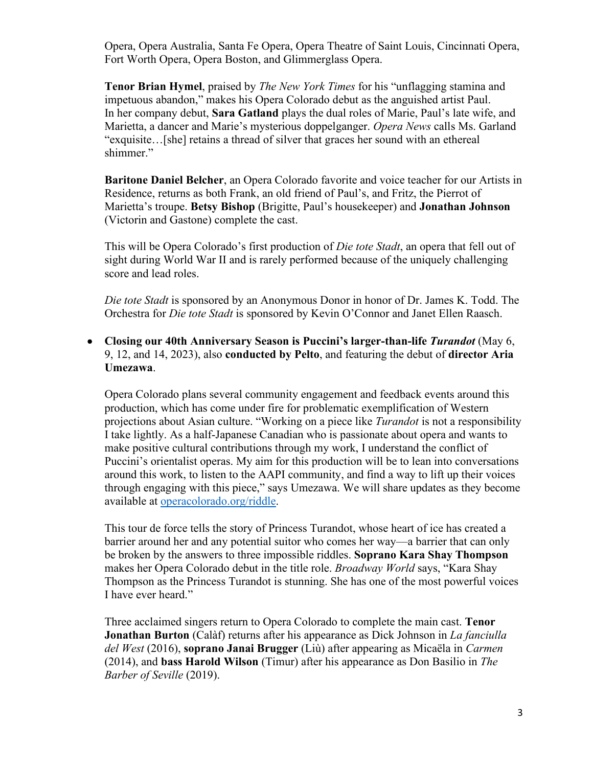Opera, Opera Australia, Santa Fe Opera, Opera Theatre of Saint Louis, Cincinnati Opera, Fort Worth Opera, Opera Boston, and Glimmerglass Opera.

**Tenor Brian Hymel**, praised by *The New York Times* for his "unflagging stamina and impetuous abandon," makes his Opera Colorado debut as the anguished artist Paul. In her company debut, **Sara Gatland** plays the dual roles of Marie, Paul's late wife, and Marietta, a dancer and Marie's mysterious doppelganger. *Opera News* calls Ms. Garland "exquisite…[she] retains a thread of silver that graces her sound with an ethereal shimmer."

**Baritone Daniel Belcher**, an Opera Colorado favorite and voice teacher for our Artists in Residence, returns as both Frank, an old friend of Paul's, and Fritz, the Pierrot of Marietta's troupe. **Betsy Bishop** (Brigitte, Paul's housekeeper) and **Jonathan Johnson** (Victorin and Gastone) complete the cast.

This will be Opera Colorado's first production of *Die tote Stadt*, an opera that fell out of sight during World War II and is rarely performed because of the uniquely challenging score and lead roles.

*Die tote Stadt* is sponsored by an Anonymous Donor in honor of Dr. James K. Todd. The Orchestra for *Die tote Stadt* is sponsored by Kevin O'Connor and Janet Ellen Raasch.

- **Closing our 40th Anniversary Season is Puccini's larger-than-life *Turandot*** (May 6, 9, 12, and 14, 2023), also **conducted by Pelto**, and featuring the debut of **director Aria Umezawa**.

  Opera Colorado plans several community engagement and feedback events around this production, which has come under fire for problematic exemplification of Western projections about Asian culture. "Working on a piece like *Turandot* is not a responsibility I take lightly. As a half-Japanese Canadian who is passionate about opera and wants to make positive cultural contributions through my work, I understand the conflict of Puccini's orientalist operas. My aim for this production will be to lean into conversations around this work, to listen to the AAPI community, and find a way to lift up their voices through engaging with this piece," says Umezawa. We will share updates as they become available at [operacolorado.org/riddle](operacolorado.org/riddle).

  This tour de force tells the story of Princess Turandot, whose heart of ice has created a barrier around her and any potential suitor who comes her way—a barrier that can only be broken by the answers to three impossible riddles. **Soprano Kara Shay Thompson** makes her Opera Colorado debut in the title role. *Broadway World* says, "Kara Shay Thompson as the Princess Turandot is stunning. She has one of the most powerful voices I have ever heard."

  Three acclaimed singers return to Opera Colorado to complete the main cast. **Tenor Jonathan Burton** (Calàf) returns after his appearance as Dick Johnson in *La fanciulla del West* (2016), **soprano Janai Brugger** (Liù) after appearing as Micaëla in *Carmen* (2014), and **bass Harold Wilson** (Timur) after his appearance as Don Basilio in *The Barber of Seville* (2019).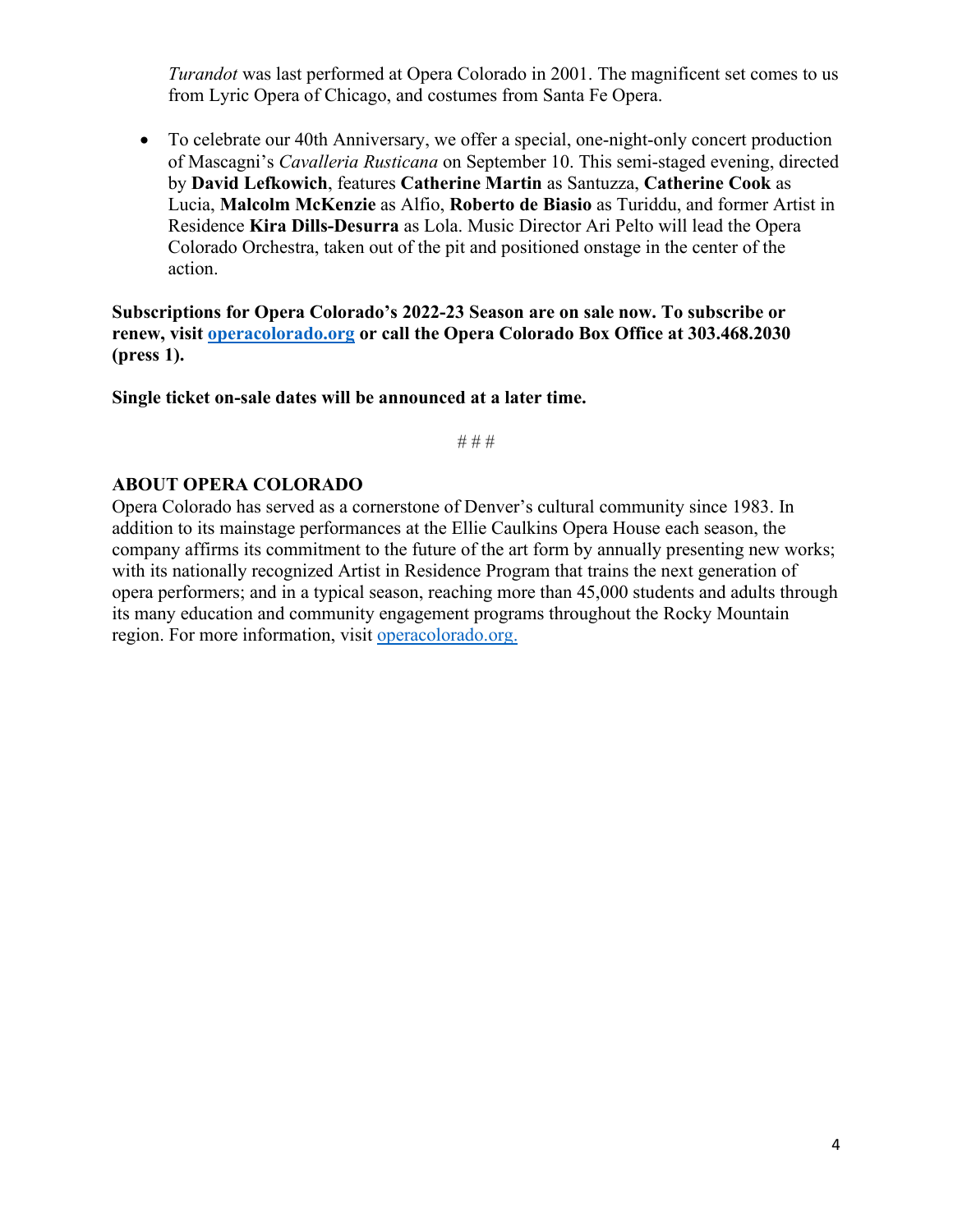*Turandot* was last performed at Opera Colorado in 2001. The magnificent set comes to us from Lyric Opera of Chicago, and costumes from Santa Fe Opera.

- To celebrate our 40th Anniversary, we offer a special, one-night-only concert production of Mascagni's *Cavalleria Rusticana* on September 10. This semi-staged evening, directed by **David Lefkowich**, features **Catherine Martin** as Santuzza, **Catherine Cook** as Lucia, **Malcolm McKenzie** as Alfio, **Roberto de Biasio** as Turiddu, and former Artist in Residence **Kira Dills-Desurra** as Lola. Music Director Ari Pelto will lead the Opera Colorado Orchestra, taken out of the pit and positioned onstage in the center of the action.

**Subscriptions for Opera Colorado's 2022-23 Season are on sale now. To subscribe or renew, visit [operacolorado.org](operacolorado.org) or call the Opera Colorado Box Office at 303.468.2030 (press 1).**

**Single ticket on-sale dates will be announced at a later time.**

# # #

**ABOUT OPERA COLORADO**

Opera Colorado has served as a cornerstone of Denver's cultural community since 1983. In addition to its mainstage performances at the Ellie Caulkins Opera House each season, the company affirms its commitment to the future of the art form by annually presenting new works; with its nationally recognized Artist in Residence Program that trains the next generation of opera performers; and in a typical season, reaching more than 45,000 students and adults through its many education and community engagement programs throughout the Rocky Mountain region. For more information, visit [operacolorado.org.](operacolorado.org)